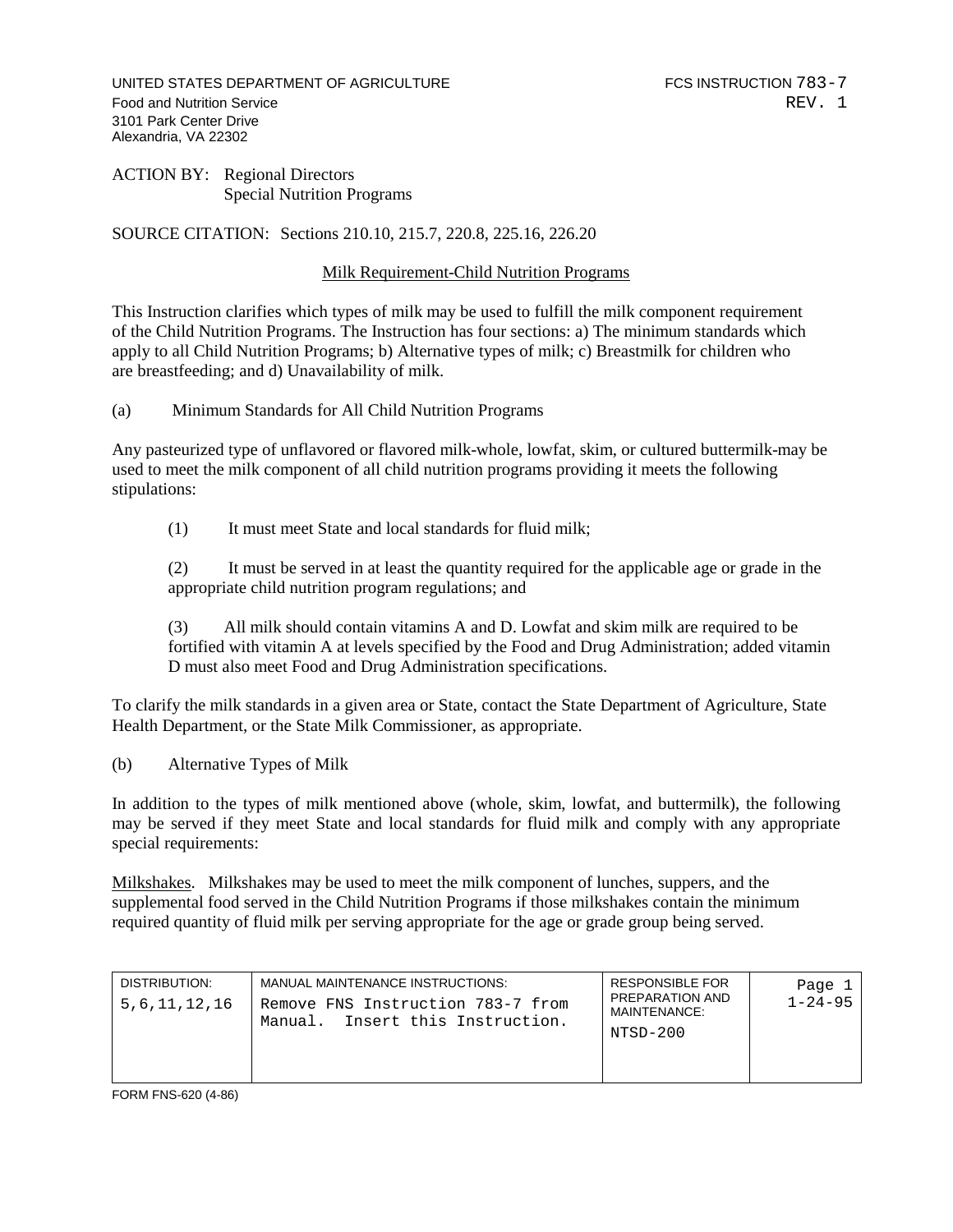UNITED STATES DEPARTMENT OF AGRICULTURE
Food and Nutrition Service
3101 Park Center Drive
Alexandria, VA 22302

FCS INSTRUCTION 783-7
REV. 1

ACTION BY: Regional Directors
Special Nutrition Programs

SOURCE CITATION: Sections 210.10, 215.7, 220.8, 225.16, 226.20

## Milk Requirement-Child Nutrition Programs

This Instruction clarifies which types of milk may be used to fulfill the milk component requirement of the Child Nutrition Programs. The Instruction has four sections: a) The minimum standards which apply to all Child Nutrition Programs; b) Alternative types of milk; c) Breastmilk for children who are breastfeeding; and d) Unavailability of milk.

(a) Minimum Standards for All Child Nutrition Programs

Any pasteurized type of unflavored or flavored milk-whole, lowfat, skim, or cultured buttermilk-may be used to meet the milk component of all child nutrition programs providing it meets the following stipulations:

(1) It must meet State and local standards for fluid milk;

(2) It must be served in at least the quantity required for the applicable age or grade in the appropriate child nutrition program regulations; and

(3) All milk should contain vitamins A and D. Lowfat and skim milk are required to be fortified with vitamin A at levels specified by the Food and Drug Administration; added vitamin D must also meet Food and Drug Administration specifications.

To clarify the milk standards in a given area or State, contact the State Department of Agriculture, State Health Department, or the State Milk Commissioner, as appropriate.

(b) Alternative Types of Milk

In addition to the types of milk mentioned above (whole, skim, lowfat, and buttermilk), the following may be served if they meet State and local standards for fluid milk and comply with any appropriate special requirements:

Milkshakes. Milkshakes may be used to meet the milk component of lunches, suppers, and the supplemental food served in the Child Nutrition Programs if those milkshakes contain the minimum required quantity of fluid milk per serving appropriate for the age or grade group being served.

| DISTRIBUTION: | MANUAL MAINTENANCE INSTRUCTIONS: | RESPONSIBLE FOR PREPARATION AND MAINTENANCE: | Page 1 |
|---|---|---|---|
| 5,6,11,12,16 | Remove FNS Instruction 783-7 from Manual. Insert this Instruction. | NTSD-200 | 1-24-95 |

FORM FNS-620 (4-86)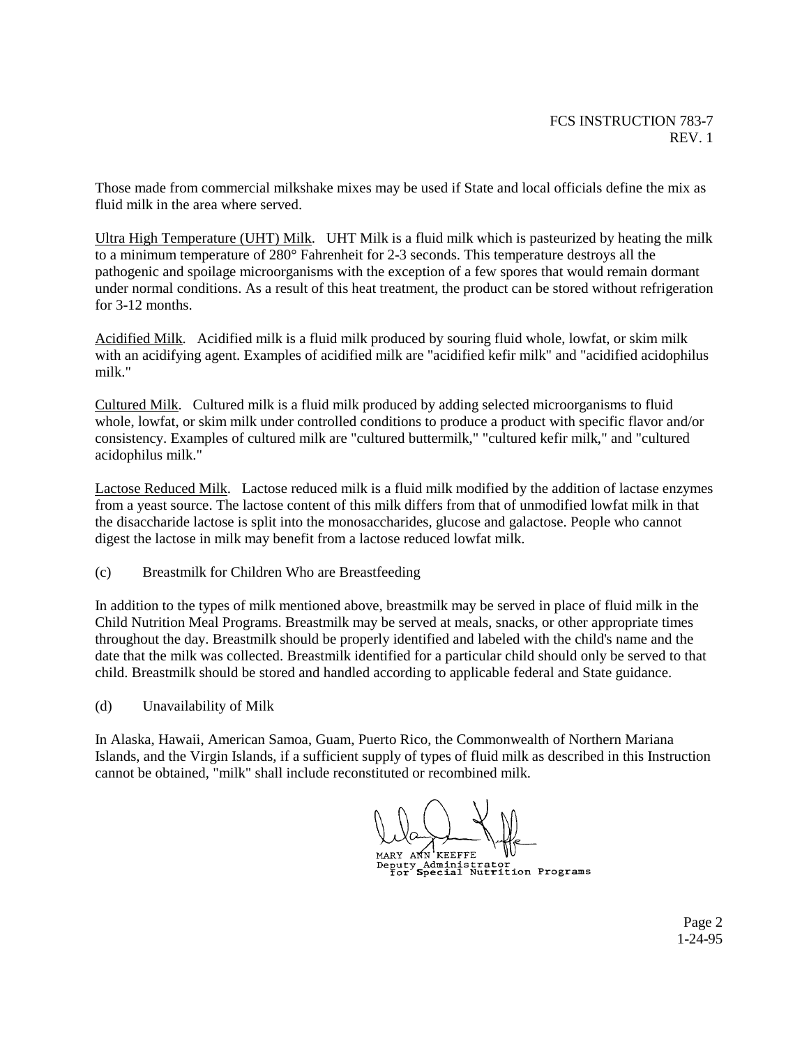Those made from commercial milkshake mixes may be used if State and local officials define the mix as fluid milk in the area where served.

Ultra High Temperature (UHT) Milk. UHT Milk is a fluid milk which is pasteurized by heating the milk to a minimum temperature of 280° Fahrenheit for 2-3 seconds. This temperature destroys all the pathogenic and spoilage microorganisms with the exception of a few spores that would remain dormant under normal conditions. As a result of this heat treatment, the product can be stored without refrigeration for 3-12 months.

Acidified Milk. Acidified milk is a fluid milk produced by souring fluid whole, lowfat, or skim milk with an acidifying agent. Examples of acidified milk are "acidified kefir milk" and "acidified acidophilus milk."

Cultured Milk. Cultured milk is a fluid milk produced by adding selected microorganisms to fluid whole, lowfat, or skim milk under controlled conditions to produce a product with specific flavor and/or consistency. Examples of cultured milk are "cultured buttermilk," "cultured kefir milk," and "cultured acidophilus milk."

Lactose Reduced Milk. Lactose reduced milk is a fluid milk modified by the addition of lactase enzymes from a yeast source. The lactose content of this milk differs from that of unmodified lowfat milk in that the disaccharide lactose is split into the monosaccharides, glucose and galactose. People who cannot digest the lactose in milk may benefit from a lactose reduced lowfat milk.

(c) Breastmilk for Children Who are Breastfeeding

In addition to the types of milk mentioned above, breastmilk may be served in place of fluid milk in the Child Nutrition Meal Programs. Breastmilk may be served at meals, snacks, or other appropriate times throughout the day. Breastmilk should be properly identified and labeled with the child's name and the date that the milk was collected. Breastmilk identified for a particular child should only be served to that child. Breastmilk should be stored and handled according to applicable federal and State guidance.

(d) Unavailability of Milk

In Alaska, Hawaii, American Samoa, Guam, Puerto Rico, the Commonwealth of Northern Mariana Islands, and the Virgin Islands, if a sufficient supply of types of fluid milk as described in this Instruction cannot be obtained, "milk" shall include reconstituted or recombined milk.

MARY ANN KEEFFE
Deputy Administrator
for Special Nutrition Programs

1-24-95